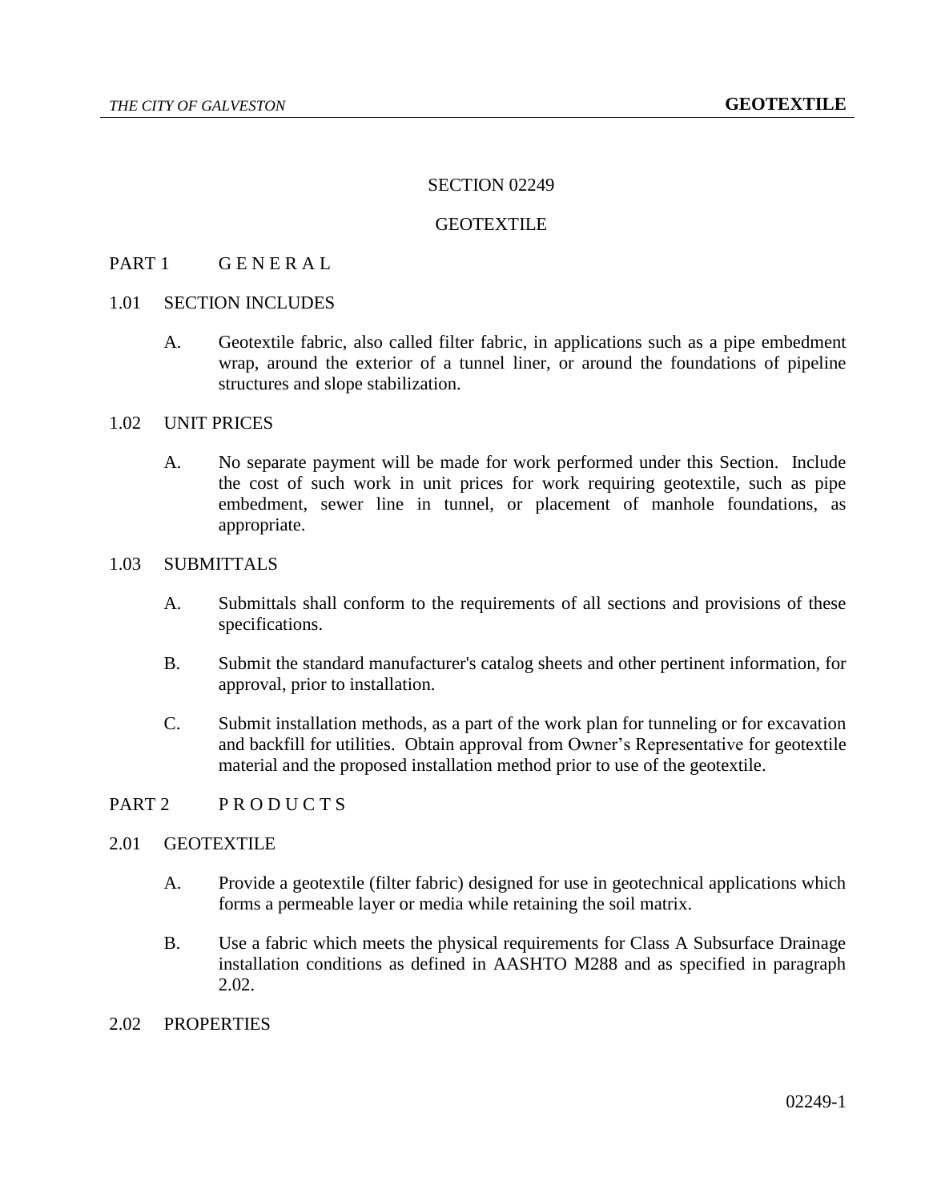# SECTION 02249

# GEOTEXTILE

## PART 1 G E N E R A L

### 1.01 SECTION INCLUDES

A. Geotextile fabric, also called filter fabric, in applications such as a pipe embedment wrap, around the exterior of a tunnel liner, or around the foundations of pipeline structures and slope stabilization.

### 1.02 UNIT PRICES

A. No separate payment will be made for work performed under this Section. Include the cost of such work in unit prices for work requiring geotextile, such as pipe embedment, sewer line in tunnel, or placement of manhole foundations, as appropriate.

### 1.03 SUBMITTALS

A. Submittals shall conform to the requirements of all sections and provisions of these specifications.

B. Submit the standard manufacturer's catalog sheets and other pertinent information, for approval, prior to installation.

C. Submit installation methods, as a part of the work plan for tunneling or for excavation and backfill for utilities. Obtain approval from Owner's Representative for geotextile material and the proposed installation method prior to use of the geotextile.

## PART 2 P R O D U C T S

### 2.01 GEOTEXTILE

A. Provide a geotextile (filter fabric) designed for use in geotechnical applications which forms a permeable layer or media while retaining the soil matrix.

B. Use a fabric which meets the physical requirements for Class A Subsurface Drainage installation conditions as defined in AASHTO M288 and as specified in paragraph 2.02.

### 2.02 PROPERTIES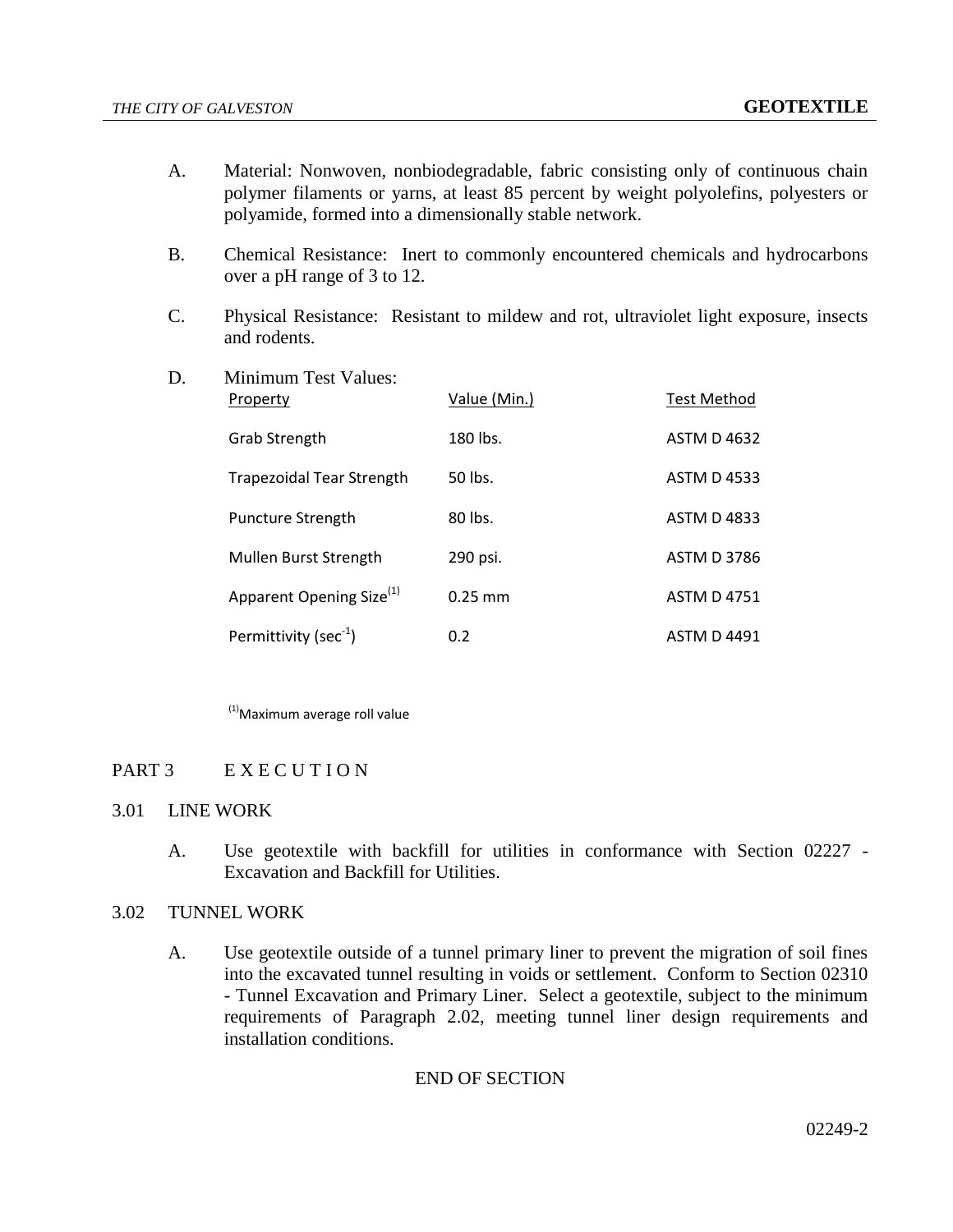A. Material: Nonwoven, nonbiodegradable, fabric consisting only of continuous chain polymer filaments or yarns, at least 85 percent by weight polyolefins, polyesters or polyamide, formed into a dimensionally stable network.

B. Chemical Resistance: Inert to commonly encountered chemicals and hydrocarbons over a pH range of 3 to 12.

C. Physical Resistance: Resistant to mildew and rot, ultraviolet light exposure, insects and rodents.

D. Minimum Test Values:

| Property | Value (Min.) | Test Method |
|---|---|---|
| Grab Strength | 180 lbs. | ASTM D 4632 |
| Trapezoidal Tear Strength | 50 lbs. | ASTM D 4533 |
| Puncture Strength | 80 lbs. | ASTM D 4833 |
| Mullen Burst Strength | 290 psi. | ASTM D 3786 |
| Apparent Opening Size[(1)] | 0.25 mm | ASTM D 4751 |
| Permittivity ($sec^{-1}$) | 0.2 | ASTM D 4491 |

[(1)] Maximum average roll value

## PART 3 EXECUTION

### 3.01 LINE WORK

A. Use geotextile with backfill for utilities in conformance with Section 02227 - Excavation and Backfill for Utilities.

### 3.02 TUNNEL WORK

A. Use geotextile outside of a tunnel primary liner to prevent the migration of soil fines into the excavated tunnel resulting in voids or settlement. Conform to Section 02310 - Tunnel Excavation and Primary Liner. Select a geotextile, subject to the minimum requirements of Paragraph 2.02, meeting tunnel liner design requirements and installation conditions.

END OF SECTION